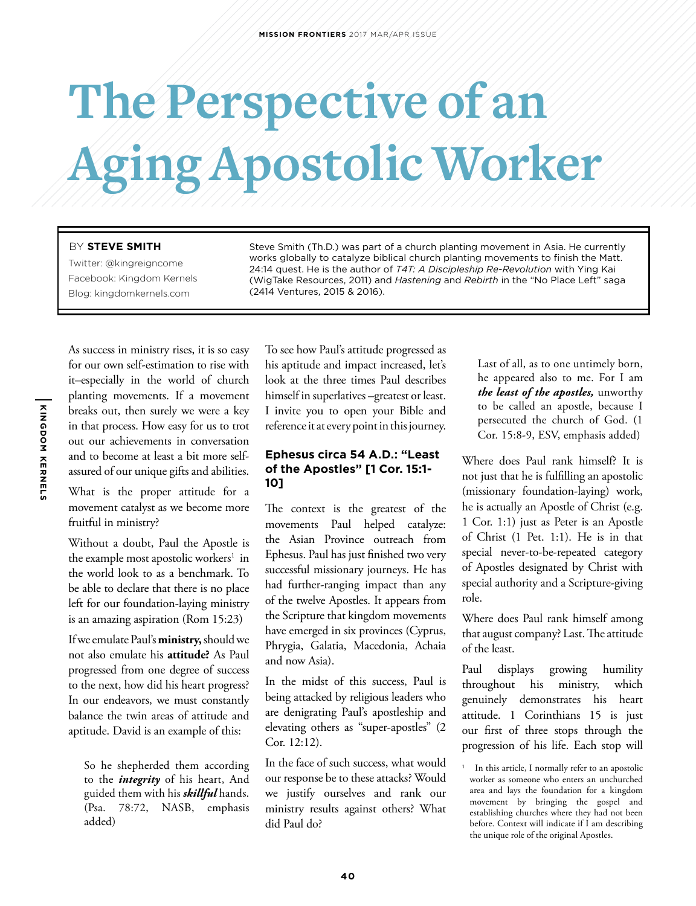# The Perspective of an Aging Apostolic Worker

BY **STEVE SMITH**

Twitter: @kingreigncome
Facebook: Kingdom Kernels
Blog: kingdomkernels.com

Steve Smith (Th.D.) was part of a church planting movement in Asia. He currently works globally to catalyze biblical church planting movements to finish the Matt. 24:14 quest. He is the author of *T4T: A Discipleship Re-Revolution* with Ying Kai (WigTake Resources, 2011) and *Hastening* and *Rebirth* in the "No Place Left" saga (2414 Ventures, 2015 & 2016).

As success in ministry rises, it is so easy for our own self-estimation to rise with it–especially in the world of church planting movements. If a movement breaks out, then surely we were a key in that process. How easy for us to trot out our achievements in conversation and to become at least a bit more self-assured of our unique gifts and abilities.

What is the proper attitude for a movement catalyst as we become more fruitful in ministry?

Without a doubt, Paul the Apostle is the example most apostolic workers[1] in the world look to as a benchmark. To be able to declare that there is no place left for our foundation-laying ministry is an amazing aspiration (Rom 15:23)

If we emulate Paul's **ministry,** should we not also emulate his **attitude?** As Paul progressed from one degree of success to the next, how did his heart progress? In our endeavors, we must constantly balance the twin areas of attitude and aptitude. David is an example of this:

> So he shepherded them according to the ***integrity*** of his heart, And guided them with his ***skillful*** hands. (Psa. 78:72, NASB, emphasis added)

To see how Paul's attitude progressed as his aptitude and impact increased, let's look at the three times Paul describes himself in superlatives –greatest or least. I invite you to open your Bible and reference it at every point in this journey.

### Ephesus circa 54 A.D.: "Least of the Apostles" [1 Cor. 15:1-10]

The context is the greatest of the movements Paul helped catalyze: the Asian Province outreach from Ephesus. Paul has just finished two very successful missionary journeys. He has had further-ranging impact than any of the twelve Apostles. It appears from the Scripture that kingdom movements have emerged in six provinces (Cyprus, Phrygia, Galatia, Macedonia, Achaia and now Asia).

In the midst of this success, Paul is being attacked by religious leaders who are denigrating Paul's apostleship and elevating others as "super-apostles" (2 Cor. 12:12).

In the face of such success, what would our response be to these attacks? Would we justify ourselves and rank our ministry results against others? What did Paul do?

> Last of all, as to one untimely born, he appeared also to me. For I am ***the least of the apostles,*** unworthy to be called an apostle, because I persecuted the church of God. (1 Cor. 15:8-9, ESV, emphasis added)

Where does Paul rank himself? It is not just that he is fulfilling an apostolic (missionary foundation-laying) work, he is actually an Apostle of Christ (e.g. 1 Cor. 1:1) just as Peter is an Apostle of Christ (1 Pet. 1:1). He is in that special never-to-be-repeated category of Apostles designated by Christ with special authority and a Scripture-giving role.

Where does Paul rank himself among that august company? Last. The attitude of the least.

Paul displays growing humility throughout his ministry, which genuinely demonstrates his heart attitude. 1 Corinthians 15 is just our first of three stops through the progression of his life. Each stop will

[1] In this article, I normally refer to an apostolic worker as someone who enters an unchurched area and lays the foundation for a kingdom movement by bringing the gospel and establishing churches where they had not been before. Context will indicate if I am describing the unique role of the original Apostles.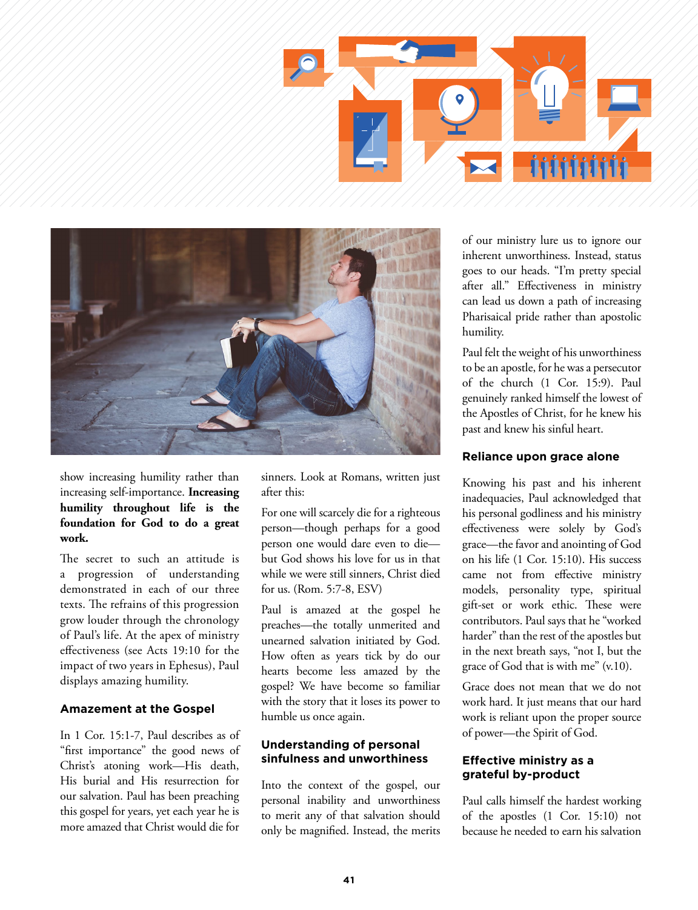show increasing humility rather than increasing self-importance. **Increasing humility throughout life is the foundation for God to do a great work.**

The secret to such an attitude is a progression of understanding demonstrated in each of our three texts. The refrains of this progression grow louder through the chronology of Paul's life. At the apex of ministry effectiveness (see Acts 19:10 for the impact of two years in Ephesus), Paul displays amazing humility.

### Amazement at the Gospel

In 1 Cor. 15:1-7, Paul describes as of "first importance" the good news of Christ's atoning work—His death, His burial and His resurrection for our salvation. Paul has been preaching this gospel for years, yet each year he is more amazed that Christ would die for sinners. Look at Romans, written just after this:

For one will scarcely die for a righteous person—though perhaps for a good person one would dare even to die—but God shows his love for us in that while we were still sinners, Christ died for us. (Rom. 5:7-8, ESV)

Paul is amazed at the gospel he preaches—the totally unmerited and unearned salvation initiated by God. How often as years tick by do our hearts become less amazed by the gospel? We have become so familiar with the story that it loses its power to humble us once again.

### Understanding of personal sinfulness and unworthiness

Into the context of the gospel, our personal inability and unworthiness to merit any of that salvation should only be magnified. Instead, the merits of our ministry lure us to ignore our inherent unworthiness. Instead, status goes to our heads. "I'm pretty special after all." Effectiveness in ministry can lead us down a path of increasing Pharisaical pride rather than apostolic humility.

Paul felt the weight of his unworthiness to be an apostle, for he was a persecutor of the church (1 Cor. 15:9). Paul genuinely ranked himself the lowest of the Apostles of Christ, for he knew his past and knew his sinful heart.

### Reliance upon grace alone

Knowing his past and his inherent inadequacies, Paul acknowledged that his personal godliness and his ministry effectiveness were solely by God's grace—the favor and anointing of God on his life (1 Cor. 15:10). His success came not from effective ministry models, personality type, spiritual gift-set or work ethic. These were contributors. Paul says that he "worked harder" than the rest of the apostles but in the next breath says, "not I, but the grace of God that is with me" (v.10).

Grace does not mean that we do not work hard. It just means that our hard work is reliant upon the proper source of power—the Spirit of God.

### Effective ministry as a grateful by-product

Paul calls himself the hardest working of the apostles (1 Cor. 15:10) not because he needed to earn his salvation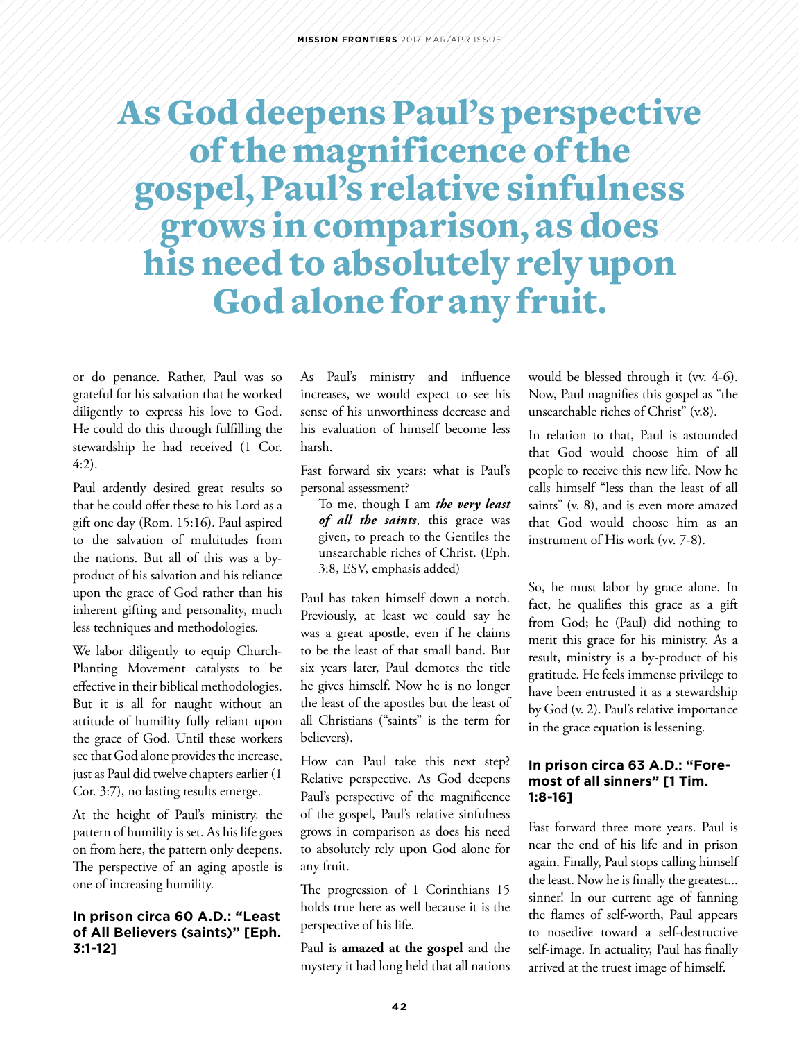> As God deepens Paul's perspective of the magnificence of the gospel, Paul's relative sinfulness grows in comparison, as does his need to absolutely rely upon God alone for any fruit.

or do penance. Rather, Paul was so grateful for his salvation that he worked diligently to express his love to God. He could do this through fulfilling the stewardship he had received (1 Cor. 4:2).

Paul ardently desired great results so that he could offer these to his Lord as a gift one day (Rom. 15:16). Paul aspired to the salvation of multitudes from the nations. But all of this was a by-product of his salvation and his reliance upon the grace of God rather than his inherent gifting and personality, much less techniques and methodologies.

We labor diligently to equip Church-Planting Movement catalysts to be effective in their biblical methodologies. But it is all for naught without an attitude of humility fully reliant upon the grace of God. Until these workers see that God alone provides the increase, just as Paul did twelve chapters earlier (1 Cor. 3:7), no lasting results emerge.

At the height of Paul's ministry, the pattern of humility is set. As his life goes on from here, the pattern only deepens. The perspective of an aging apostle is one of increasing humility.

### In prison circa 60 A.D.: "Least of All Believers (saints)" [Eph. 3:1-12]

As Paul's ministry and influence increases, we would expect to see his sense of his unworthiness decrease and his evaluation of himself become less harsh.

Fast forward six years: what is Paul's personal assessment?

> To me, though I am ***the very least of all the saints***, this grace was given, to preach to the Gentiles the unsearchable riches of Christ. (Eph. 3:8, ESV, emphasis added)

Paul has taken himself down a notch. Previously, at least we could say he was a great apostle, even if he claims to be the least of that small band. But six years later, Paul demotes the title he gives himself. Now he is no longer the least of the apostles but the least of all Christians ("saints" is the term for believers).

How can Paul take this next step? Relative perspective. As God deepens Paul's perspective of the magnificence of the gospel, Paul's relative sinfulness grows in comparison as does his need to absolutely rely upon God alone for any fruit.

The progression of 1 Corinthians 15 holds true here as well because it is the perspective of his life.

Paul is **amazed at the gospel** and the mystery it had long held that all nations would be blessed through it (vv. 4-6). Now, Paul magnifies this gospel as "the unsearchable riches of Christ" (v.8).

In relation to that, Paul is astounded that God would choose him of all people to receive this new life. Now he calls himself "less than the least of all saints" (v. 8), and is even more amazed that God would choose him as an instrument of His work (vv. 7-8).

So, he must labor by grace alone. In fact, he qualifies this grace as a gift from God; he (Paul) did nothing to merit this grace for his ministry. As a result, ministry is a by-product of his gratitude. He feels immense privilege to have been entrusted it as a stewardship by God (v. 2). Paul's relative importance in the grace equation is lessening.

### In prison circa 63 A.D.: "Foremost of all sinners" [1 Tim. 1:8-16]

Fast forward three more years. Paul is near the end of his life and in prison again. Finally, Paul stops calling himself the least. Now he is finally the greatest… sinner! In our current age of fanning the flames of self-worth, Paul appears to nosedive toward a self-destructive self-image. In actuality, Paul has finally arrived at the truest image of himself.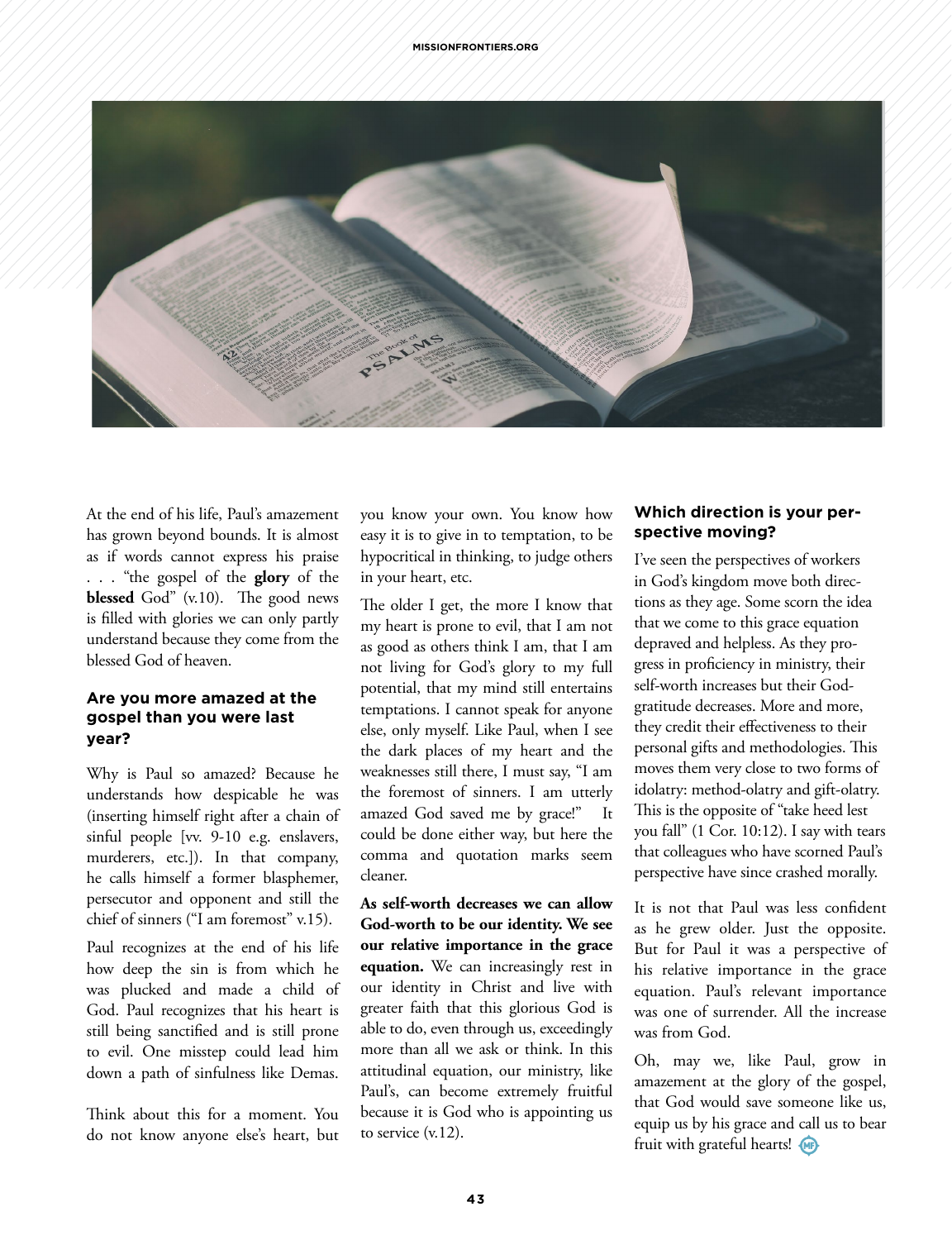At the end of his life, Paul's amazement has grown beyond bounds. It is almost as if words cannot express his praise . . . "the gospel of the **glory** of the **blessed** God" (v.10). The good news is filled with glories we can only partly understand because they come from the blessed God of heaven.

### Are you more amazed at the gospel than you were last year?

Why is Paul so amazed? Because he understands how despicable he was (inserting himself right after a chain of sinful people [vv. 9-10 e.g. enslavers, murderers, etc.]). In that company, he calls himself a former blasphemer, persecutor and opponent and still the chief of sinners ("I am foremost" v.15).

Paul recognizes at the end of his life how deep the sin is from which he was plucked and made a child of God. Paul recognizes that his heart is still being sanctified and is still prone to evil. One misstep could lead him down a path of sinfulness like Demas.

Think about this for a moment. You do not know anyone else's heart, but you know your own. You know how easy it is to give in to temptation, to be hypocritical in thinking, to judge others in your heart, etc.

The older I get, the more I know that my heart is prone to evil, that I am not as good as others think I am, that I am not living for God's glory to my full potential, that my mind still entertains temptations. I cannot speak for anyone else, only myself. Like Paul, when I see the dark places of my heart and the weaknesses still there, I must say, "I am the foremost of sinners. I am utterly amazed God saved me by grace!" It could be done either way, but here the comma and quotation marks seem cleaner.

**As self-worth decreases we can allow God-worth to be our identity. We see our relative importance in the grace equation.** We can increasingly rest in our identity in Christ and live with greater faith that this glorious God is able to do, even through us, exceedingly more than all we ask or think. In this attitudinal equation, our ministry, like Paul's, can become extremely fruitful because it is God who is appointing us to service (v.12).

### Which direction is your perspective moving?

I've seen the perspectives of workers in God's kingdom move both directions as they age. Some scorn the idea that we come to this grace equation depraved and helpless. As they progress in proficiency in ministry, their self-worth increases but their God-gratitude decreases. More and more, they credit their effectiveness to their personal gifts and methodologies. This moves them very close to two forms of idolatry: method-olatry and gift-olatry. This is the opposite of "take heed lest you fall" (1 Cor. 10:12). I say with tears that colleagues who have scorned Paul's perspective have since crashed morally.

It is not that Paul was less confident as he grew older. Just the opposite. But for Paul it was a perspective of his relative importance in the grace equation. Paul's relevant importance was one of surrender. All the increase was from God.

Oh, may we, like Paul, grow in amazement at the glory of the gospel, that God would save someone like us, equip us by his grace and call us to bear fruit with grateful hearts!